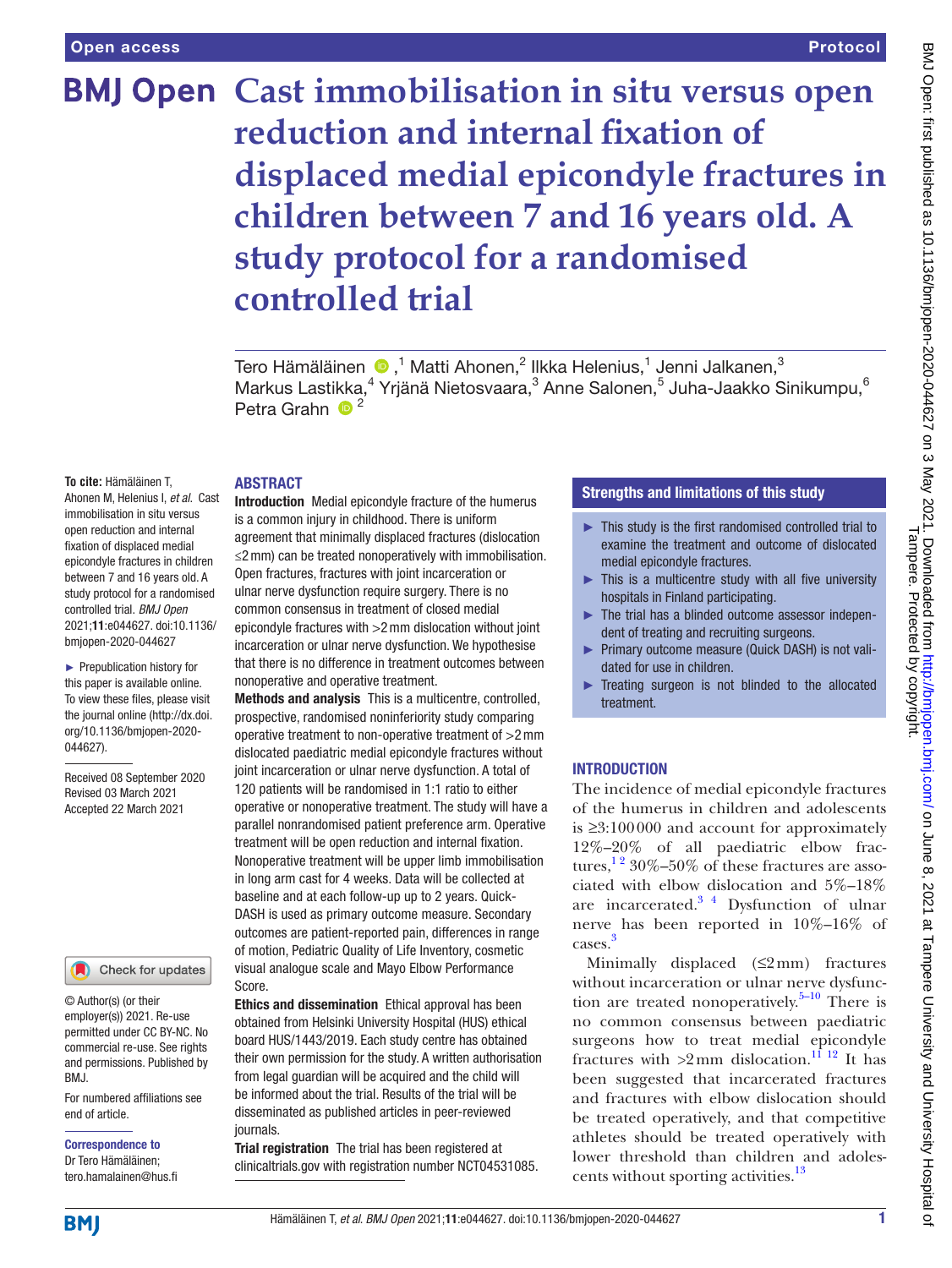Open access

Protocol

# Cast immobilisation in situ versus open reduction and internal fixation of displaced medial epicondyle fractures in children between 7 and 16 years old. A study protocol for a randomised controlled trial

Tero Hämäläinen,[1] Matti Ahonen,[2] Ilkka Helenius,[1] Jenni Jalkanen,[3] Markus Lastikka,[4] Yrjänä Nietosvaara,[3] Anne Salonen,[5] Juha-Jaakko Sinikumpu,[6] Petra Grahn[2]

**To cite:** Hämäläinen T, Ahonen M, Helenius I, *et al*. Cast immobilisation in situ versus open reduction and internal fixation of displaced medial epicondyle fractures in children between 7 and 16 years old. A study protocol for a randomised controlled trial. *BMJ Open* 2021;**11**:e044627. doi:10.1136/bmjopen-2020-044627

► Prepublication history for this paper is available online. To view these files, please visit the journal online (http://dx.doi.org/10.1136/bmjopen-2020-044627).

Received 08 September 2020
Revised 03 March 2021
Accepted 22 March 2021

© Author(s) (or their employer(s)) 2021. Re-use permitted under CC BY-NC. No commercial re-use. See rights and permissions. Published by BMJ.

For numbered affiliations see end of article.

**Correspondence to**
Dr Tero Hämäläinen;
tero.hamalainen@hus.fi

## ABSTRACT

**Introduction** Medial epicondyle fracture of the humerus is a common injury in childhood. There is uniform agreement that minimally displaced fractures (dislocation ≤2 mm) can be treated nonoperatively with immobilisation. Open fractures, fractures with joint incarceration or ulnar nerve dysfunction require surgery. There is no common consensus in treatment of closed medial epicondyle fractures with >2 mm dislocation without joint incarceration or ulnar nerve dysfunction. We hypothesise that there is no difference in treatment outcomes between nonoperative and operative treatment.

**Methods and analysis** This is a multicentre, controlled, prospective, randomised noninferiority study comparing operative treatment to non-operative treatment of >2 mm dislocated paediatric medial epicondyle fractures without joint incarceration or ulnar nerve dysfunction. A total of 120 patients will be randomised in 1:1 ratio to either operative or nonoperative treatment. The study will have a parallel nonrandomised patient preference arm. Operative treatment will be open reduction and internal fixation. Nonoperative treatment will be upper limb immobilisation in long arm cast for 4 weeks. Data will be collected at baseline and at each follow-up up to 2 years. Quick-DASH is used as primary outcome measure. Secondary outcomes are patient-reported pain, differences in range of motion, Pediatric Quality of Life Inventory, cosmetic visual analogue scale and Mayo Elbow Performance Score.

**Ethics and dissemination** Ethical approval has been obtained from Helsinki University Hospital (HUS) ethical board HUS/1443/2019. Each study centre has obtained their own permission for the study. A written authorisation from legal guardian will be acquired and the child will be informed about the trial. Results of the trial will be disseminated as published articles in peer-reviewed journals.

**Trial registration** The trial has been registered at clinicaltrials.gov with registration number NCT04531085.

## Strengths and limitations of this study

- ► This study is the first randomised controlled trial to examine the treatment and outcome of dislocated medial epicondyle fractures.
- ► This is a multicentre study with all five university hospitals in Finland participating.
- ► The trial has a blinded outcome assessor independent of treating and recruiting surgeons.
- ► Primary outcome measure (Quick DASH) is not validated for use in children.
- ► Treating surgeon is not blinded to the allocated treatment.

## INTRODUCTION

The incidence of medial epicondyle fractures of the humerus in children and adolescents is ≥3:100 000 and account for approximately 12%–20% of all paediatric elbow fractures,[1 2] 30%–50% of these fractures are associated with elbow dislocation and 5%–18% are incarcerated.[3 4] Dysfunction of ulnar nerve has been reported in 10%–16% of cases.[3]

Minimally displaced (≤2 mm) fractures without incarceration or ulnar nerve dysfunction are treated nonoperatively.[5–10] There is no common consensus between paediatric surgeons how to treat medial epicondyle fractures with >2 mm dislocation.[11 12] It has been suggested that incarcerated fractures and fractures with elbow dislocation should be treated operatively, and that competitive athletes should be treated operatively with lower threshold than children and adolescents without sporting activities.[13]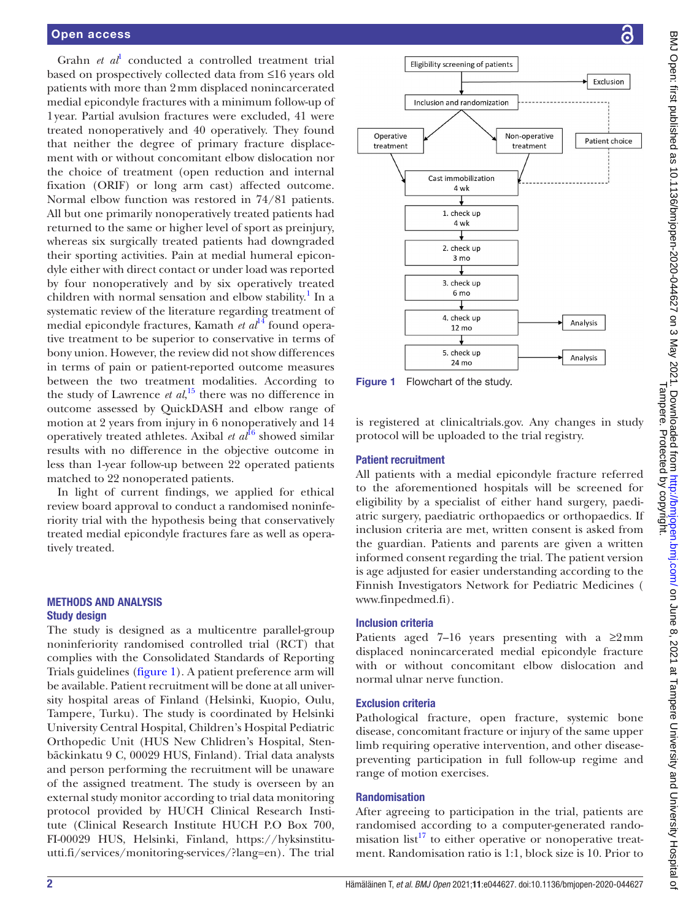Grahn *et al*[1] conducted a controlled treatment trial based on prospectively collected data from ≤16 years old patients with more than 2 mm displaced nonincarcerated medial epicondyle fractures with a minimum follow-up of 1 year. Partial avulsion fractures were excluded, 41 were treated nonoperatively and 40 operatively. They found that neither the degree of primary fracture displacement with or without concomitant elbow dislocation nor the choice of treatment (open reduction and internal fixation (ORIF) or long arm cast) affected outcome. Normal elbow function was restored in 74/81 patients. All but one primarily nonoperatively treated patients had returned to the same or higher level of sport as preinjury, whereas six surgically treated patients had downgraded their sporting activities. Pain at medial humeral epicondyle either with direct contact or under load was reported by four nonoperatively and by six operatively treated children with normal sensation and elbow stability.[1] In a systematic review of the literature regarding treatment of medial epicondyle fractures, Kamath *et al*[14] found operative treatment to be superior to conservative in terms of bony union. However, the review did not show differences in terms of pain or patient-reported outcome measures between the two treatment modalities. According to the study of Lawrence *et al*,[15] there was no difference in outcome assessed by QuickDASH and elbow range of motion at 2 years from injury in 6 nonoperatively and 14 operatively treated athletes. Axibal *et al*[16] showed similar results with no difference in the objective outcome in less than 1-year follow-up between 22 operated patients matched to 22 nonoperated patients.

In light of current findings, we applied for ethical review board approval to conduct a randomised noninferiority trial with the hypothesis being that conservatively treated medial epicondyle fractures fare as well as operatively treated.

## METHODS AND ANALYSIS

### Study design

The study is designed as a multicentre parallel-group noninferiority randomised controlled trial (RCT) that complies with the Consolidated Standards of Reporting Trials guidelines (figure 1). A patient preference arm will be available. Patient recruitment will be done at all university hospital areas of Finland (Helsinki, Kuopio, Oulu, Tampere, Turku). The study is coordinated by Helsinki University Central Hospital, Children's Hospital Pediatric Orthopedic Unit (HUS New Children's Hospital, Stenbäckinkatu 9 C, 00029 HUS, Finland). Trial data analysts and person performing the recruitment will be unaware of the assigned treatment. The study is overseen by an external study monitor according to trial data monitoring protocol provided by HUCH Clinical Research Institute (Clinical Research Institute HUCH P.O Box 700, FI-00029 HUS, Helsinki, Finland, https://hyksinstituutti.fi/services/monitoring-services/?lang=en). The trial is registered at clinicaltrials.gov. Any changes in study protocol will be uploaded to the trial registry.

Figure 1 Flowchart of the study.

### Patient recruitment

All patients with a medial epicondyle fracture referred to the aforementioned hospitals will be screened for eligibility by a specialist of either hand surgery, paediatric orthopaedics or orthopaedics. If inclusion criteria are met, written consent is asked from the guardian. Patients and parents are given a written informed consent regarding the trial. The patient version is age adjusted for easier understanding according to the Finnish Investigators Network for Pediatric Medicines (www.finpedmed.fi).

### Inclusion criteria

Patients aged 7–16 years presenting with a ≥2 mm displaced nonincarcerated medial epicondyle fracture with or without concomitant elbow dislocation and normal ulnar nerve function.

### Exclusion criteria

Pathological fracture, open fracture, systemic bone disease, concomitant fracture or injury of the same upper limb requiring operative intervention, and other disease-preventing participation in full follow-up regime and range of motion exercises.

### Randomisation

After agreeing to participation in the trial, patients are randomised according to a computer-generated randomisation list[17] to either operative or nonoperative treatment. Randomisation ratio is 1:1, block size is 10. Prior to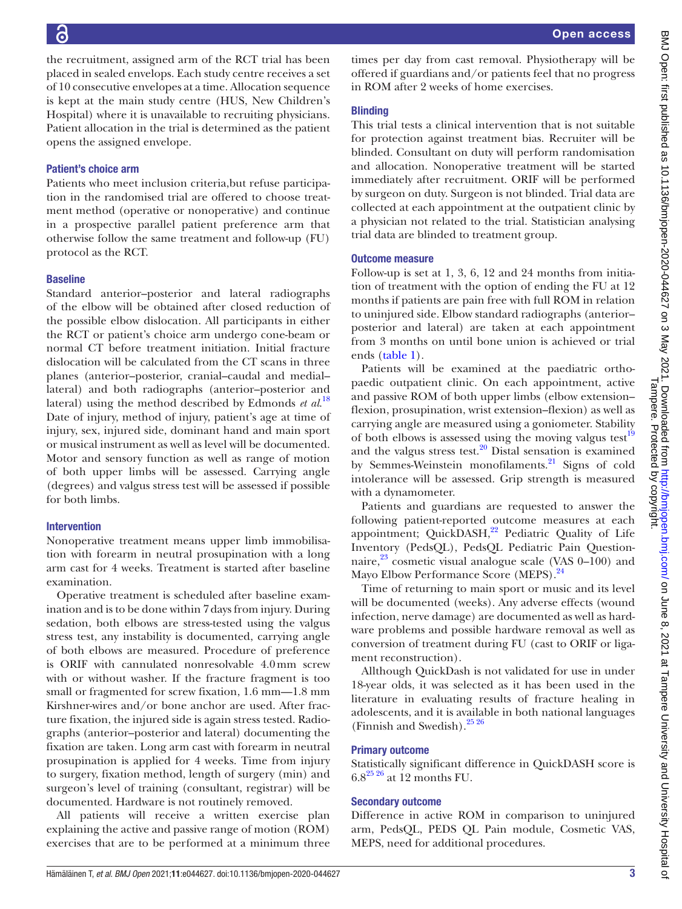the recruitment, assigned arm of the RCT trial has been placed in sealed envelops. Each study centre receives a set of 10 consecutive envelopes at a time. Allocation sequence is kept at the main study centre (HUS, New Children's Hospital) where it is unavailable to recruiting physicians. Patient allocation in the trial is determined as the patient opens the assigned envelope.

### Patient's choice arm

Patients who meet inclusion criteria,but refuse participation in the randomised trial are offered to choose treatment method (operative or nonoperative) and continue in a prospective parallel patient preference arm that otherwise follow the same treatment and follow-up (FU) protocol as the RCT.

### Baseline

Standard anterior–posterior and lateral radiographs of the elbow will be obtained after closed reduction of the possible elbow dislocation. All participants in either the RCT or patient's choice arm undergo cone-beam or normal CT before treatment initiation. Initial fracture dislocation will be calculated from the CT scans in three planes (anterior–posterior, cranial–caudal and medial–lateral) and both radiographs (anterior–posterior and lateral) using the method described by Edmonds *et al*.[18] Date of injury, method of injury, patient's age at time of injury, sex, injured side, dominant hand and main sport or musical instrument as well as level will be documented. Motor and sensory function as well as range of motion of both upper limbs will be assessed. Carrying angle (degrees) and valgus stress test will be assessed if possible for both limbs.

### Intervention

Nonoperative treatment means upper limb immobilisation with forearm in neutral prosupination with a long arm cast for 4 weeks. Treatment is started after baseline examination.

Operative treatment is scheduled after baseline examination and is to be done within 7 days from injury. During sedation, both elbows are stress-tested using the valgus stress test, any instability is documented, carrying angle of both elbows are measured. Procedure of preference is ORIF with cannulated nonresolvable 4.0 mm screw with or without washer. If the fracture fragment is too small or fragmented for screw fixation, 1.6 mm—1.8 mm Kirshner-wires and/or bone anchor are used. After fracture fixation, the injured side is again stress tested. Radiographs (anterior–posterior and lateral) documenting the fixation are taken. Long arm cast with forearm in neutral prosupination is applied for 4 weeks. Time from injury to surgery, fixation method, length of surgery (min) and surgeon's level of training (consultant, registrar) will be documented. Hardware is not routinely removed.

All patients will receive a written exercise plan explaining the active and passive range of motion (ROM) exercises that are to be performed at a minimum three times per day from cast removal. Physiotherapy will be offered if guardians and/or patients feel that no progress in ROM after 2 weeks of home exercises.

### Blinding

This trial tests a clinical intervention that is not suitable for protection against treatment bias. Recruiter will be blinded. Consultant on duty will perform randomisation and allocation. Nonoperative treatment will be started immediately after recruitment. ORIF will be performed by surgeon on duty. Surgeon is not blinded. Trial data are collected at each appointment at the outpatient clinic by a physician not related to the trial. Statistician analysing trial data are blinded to treatment group.

### Outcome measure

Follow-up is set at 1, 3, 6, 12 and 24 months from initiation of treatment with the option of ending the FU at 12 months if patients are pain free with full ROM in relation to uninjured side. Elbow standard radiographs (anterior–posterior and lateral) are taken at each appointment from 3 months on until bone union is achieved or trial ends (table 1).

Patients will be examined at the paediatric orthopaedic outpatient clinic. On each appointment, active and passive ROM of both upper limbs (elbow extension–flexion, prosupination, wrist extension–flexion) as well as carrying angle are measured using a goniometer. Stability of both elbows is assessed using the moving valgus test[19] and the valgus stress test.[20] Distal sensation is examined by Semmes-Weinstein monofilaments.[21] Signs of cold intolerance will be assessed. Grip strength is measured with a dynamometer.

Patients and guardians are requested to answer the following patient-reported outcome measures at each appointment; QuickDASH,[22] Pediatric Quality of Life Inventory (PedsQL), PedsQL Pediatric Pain Questionnaire,[23] cosmetic visual analogue scale (VAS 0–100) and Mayo Elbow Performance Score (MEPS).[24]

Time of returning to main sport or music and its level will be documented (weeks). Any adverse effects (wound infection, nerve damage) are documented as well as hardware problems and possible hardware removal as well as conversion of treatment during FU (cast to ORIF or ligament reconstruction).

Allthough QuickDash is not validated for use in under 18-year olds, it was selected as it has been used in the literature in evaluating results of fracture healing in adolescents, and it is available in both national languages (Finnish and Swedish).[25 26]

### Primary outcome

Statistically significant difference in QuickDASH score is 6.8[25 26] at 12 months FU.

### Secondary outcome

Difference in active ROM in comparison to uninjured arm, PedsQL, PEDS QL Pain module, Cosmetic VAS, MEPS, need for additional procedures.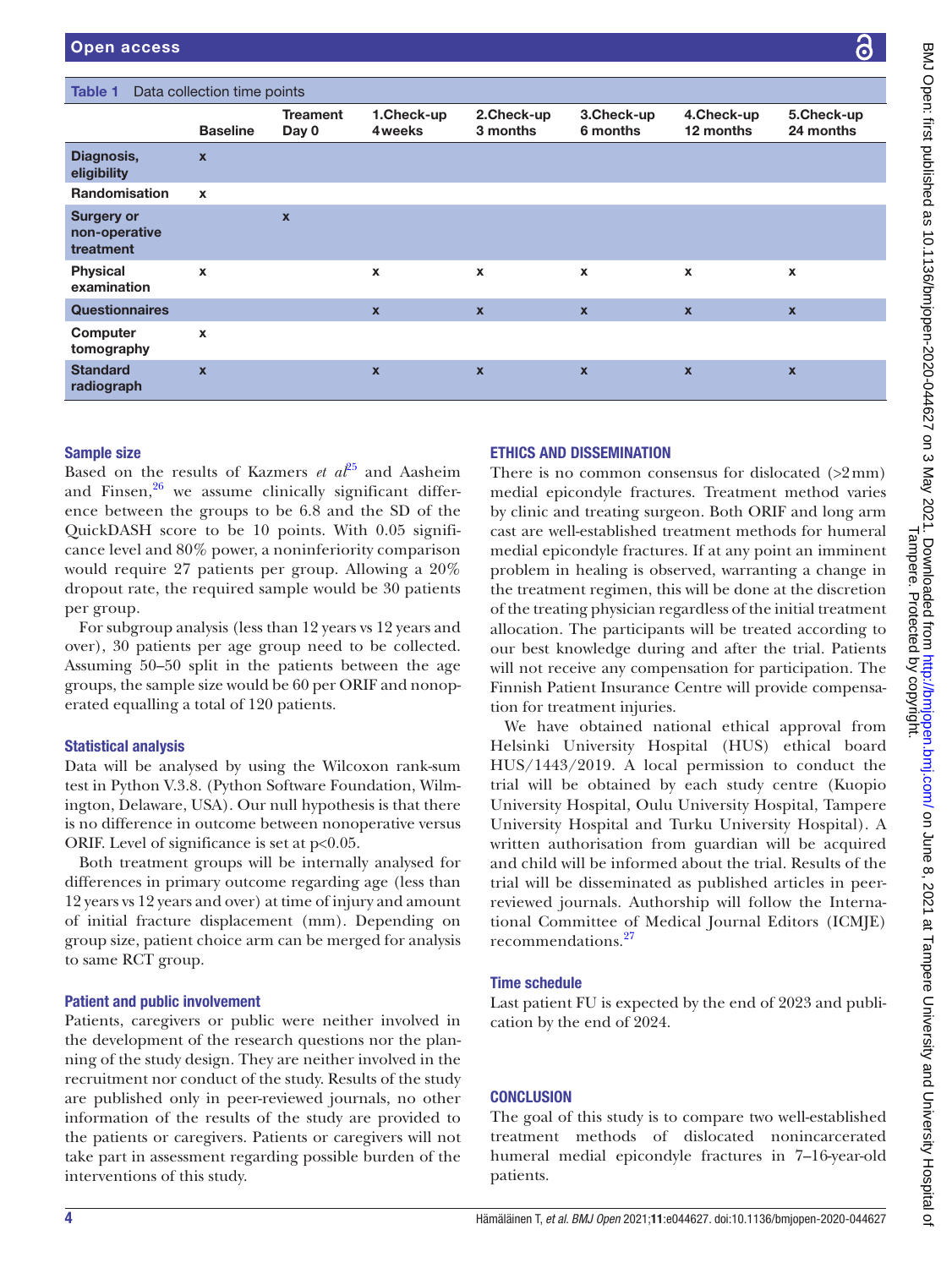**Table 1** Data collection time points

| | Baseline | Treament Day 0 | 1.Check-up 4weeks | 2.Check-up 3 months | 3.Check-up 6 months | 4.Check-up 12 months | 5.Check-up 24 months |
|---|---|---|---|---|---|---|---|
| Diagnosis, eligibility | x | | | | | | |
| Randomisation | x | | | | | | |
| Surgery or non-operative treatment | | x | | | | | |
| Physical examination | x | | x | x | x | x | x |
| Questionnaires | | | x | x | x | x | x |
| Computer tomography | x | | | | | | |
| Standard radiograph | x | | x | x | x | x | x |

### Sample size

Based on the results of Kazmers *et al*[25] and Aasheim and Finsen,[26] we assume clinically significant difference between the groups to be 6.8 and the SD of the QuickDASH score to be 10 points. With 0.05 significance level and 80% power, a noninferiority comparison would require 27 patients per group. Allowing a 20% dropout rate, the required sample would be 30 patients per group.

For subgroup analysis (less than 12 years vs 12 years and over), 30 patients per age group need to be collected. Assuming 50–50 split in the patients between the age groups, the sample size would be 60 per ORIF and nonoperated equalling a total of 120 patients.

### Statistical analysis

Data will be analysed by using the Wilcoxon rank-sum test in Python V.3.8. (Python Software Foundation, Wilmington, Delaware, USA). Our null hypothesis is that there is no difference in outcome between nonoperative versus ORIF. Level of significance is set at $p<0.05$.

Both treatment groups will be internally analysed for differences in primary outcome regarding age (less than 12 years vs 12 years and over) at time of injury and amount of initial fracture displacement (mm). Depending on group size, patient choice arm can be merged for analysis to same RCT group.

### Patient and public involvement

Patients, caregivers or public were neither involved in the development of the research questions nor the planning of the study design. They are neither involved in the recruitment nor conduct of the study. Results of the study are published only in peer-reviewed journals, no other information of the results of the study are provided to the patients or caregivers. Patients or caregivers will not take part in assessment regarding possible burden of the interventions of this study.

## ETHICS AND DISSEMINATION

There is no common consensus for dislocated (>2 mm) medial epicondyle fractures. Treatment method varies by clinic and treating surgeon. Both ORIF and long arm cast are well-established treatment methods for humeral medial epicondyle fractures. If at any point an imminent problem in healing is observed, warranting a change in the treatment regimen, this will be done at the discretion of the treating physician regardless of the initial treatment allocation. The participants will be treated according to our best knowledge during and after the trial. Patients will not receive any compensation for participation. The Finnish Patient Insurance Centre will provide compensation for treatment injuries.

We have obtained national ethical approval from Helsinki University Hospital (HUS) ethical board HUS/1443/2019. A local permission to conduct the trial will be obtained by each study centre (Kuopio University Hospital, Oulu University Hospital, Tampere University Hospital and Turku University Hospital). A written authorisation from guardian will be acquired and child will be informed about the trial. Results of the trial will be disseminated as published articles in peer-reviewed journals. Authorship will follow the International Committee of Medical Journal Editors (ICMJE) recommendations.[27]

### Time schedule

Last patient FU is expected by the end of 2023 and publication by the end of 2024.

## CONCLUSION

The goal of this study is to compare two well-established treatment methods of dislocated nonincarcerated humeral medial epicondyle fractures in 7–16-year-old patients.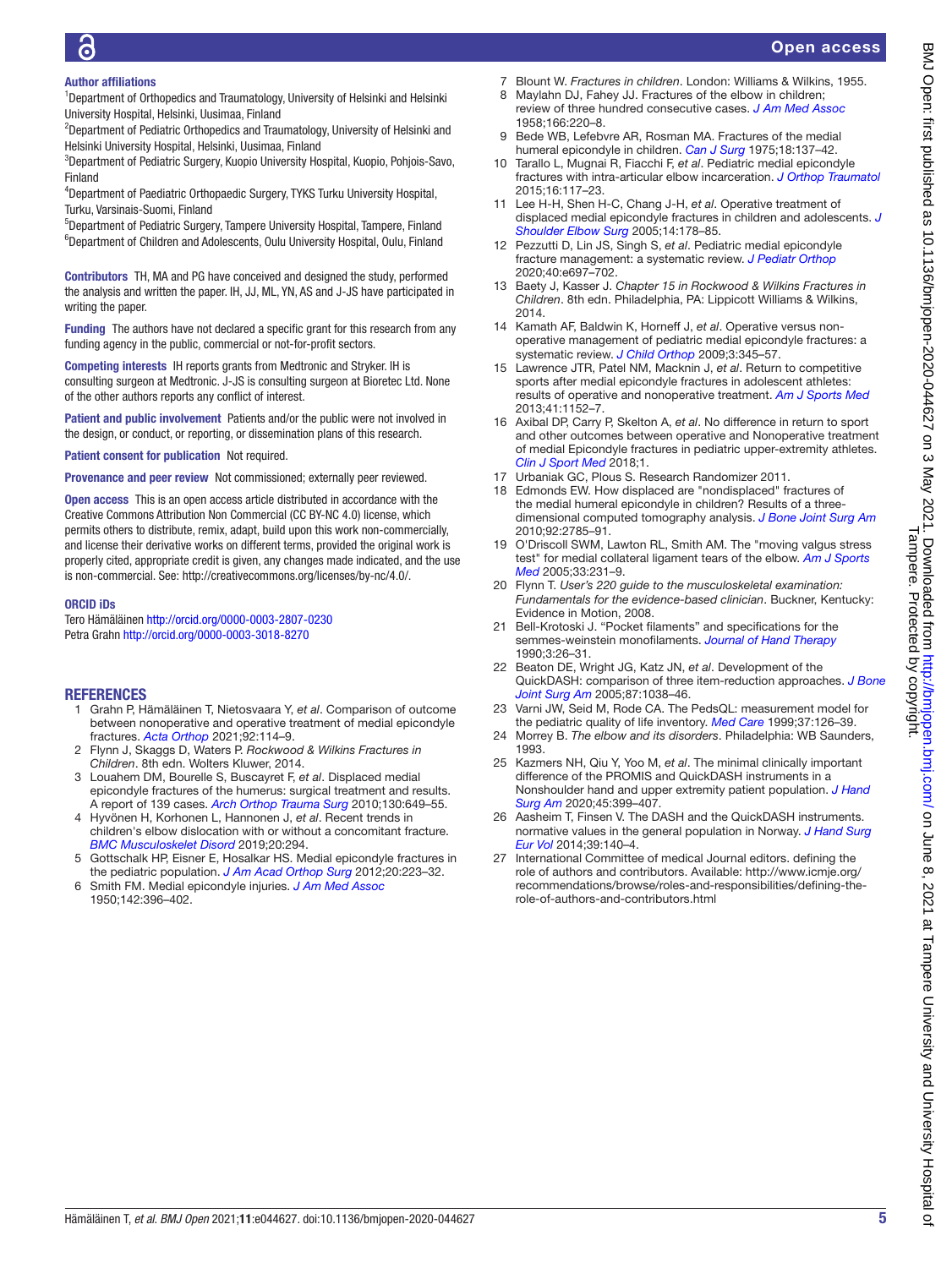### Author affiliations

[1]Department of Orthopedics and Traumatology, University of Helsinki and Helsinki University Hospital, Helsinki, Uusimaa, Finland
[2]Department of Pediatric Orthopedics and Traumatology, University of Helsinki and Helsinki University Hospital, Helsinki, Uusimaa, Finland
[3]Department of Pediatric Surgery, Kuopio University Hospital, Kuopio, Pohjois-Savo, Finland
[4]Department of Paediatric Orthopaedic Surgery, TYKS Turku University Hospital, Turku, Varsinais-Suomi, Finland
[5]Department of Pediatric Surgery, Tampere University Hospital, Tampere, Finland
[6]Department of Children and Adolescents, Oulu University Hospital, Oulu, Finland

**Contributors** TH, MA and PG have conceived and designed the study, performed the analysis and written the paper. IH, JJ, ML, YN, AS and J-JS have participated in writing the paper.

**Funding** The authors have not declared a specific grant for this research from any funding agency in the public, commercial or not-for-profit sectors.

**Competing interests** IH reports grants from Medtronic and Stryker. IH is consulting surgeon at Medtronic. J-JS is consulting surgeon at Bioretec Ltd. None of the other authors reports any conflict of interest.

**Patient and public involvement** Patients and/or the public were not involved in the design, or conduct, or reporting, or dissemination plans of this research.

**Patient consent for publication** Not required.

**Provenance and peer review** Not commissioned; externally peer reviewed.

**Open access** This is an open access article distributed in accordance with the Creative Commons Attribution Non Commercial (CC BY-NC 4.0) license, which permits others to distribute, remix, adapt, build upon this work non-commercially, and license their derivative works on different terms, provided the original work is properly cited, appropriate credit is given, any changes made indicated, and the use is non-commercial. See: http://creativecommons.org/licenses/by-nc/4.0/.

### ORCID iDs

Tero Hämäläinen http://orcid.org/0000-0003-2807-0230
Petra Grahn http://orcid.org/0000-0003-3018-8270

## REFERENCES

1. Grahn P, Hämäläinen T, Nietosvaara Y, *et al*. Comparison of outcome between nonoperative and operative treatment of medial epicondyle fractures. *Acta Orthop* 2021;92:114–9.
2. Flynn J, Skaggs D, Waters P. *Rockwood & Wilkins Fractures in Children*. 8th edn. Wolters Kluwer, 2014.
3. Louahem DM, Bourelle S, Buscayret F, *et al*. Displaced medial epicondyle fractures of the humerus: surgical treatment and results. A report of 139 cases. *Arch Orthop Trauma Surg* 2010;130:649–55.
4. Hyvönen H, Korhonen L, Hannonen J, *et al*. Recent trends in children's elbow dislocation with or without a concomitant fracture. *BMC Musculoskelet Disord* 2019;20:294.
5. Gottschalk HP, Eisner E, Hosalkar HS. Medial epicondyle fractures in the pediatric population. *J Am Acad Orthop Surg* 2012;20:223–32.
6. Smith FM. Medial epicondyle injuries. *J Am Med Assoc* 1950;142:396–402.
7. Blount W. *Fractures in children*. London: Williams & Wilkins, 1955.
8. Maylahn DJ, Fahey JJ. Fractures of the elbow in children; review of three hundred consecutive cases. *J Am Med Assoc* 1958;166:220–8.
9. Bede WB, Lefebvre AR, Rosman MA. Fractures of the medial humeral epicondyle in children. *Can J Surg* 1975;18:137–42.
10. Tarallo L, Mugnai R, Fiacchi F, *et al*. Pediatric medial epicondyle fractures with intra-articular elbow incarceration. *J Orthop Traumatol* 2015;16:117–23.
11. Lee H-H, Shen H-C, Chang J-H, *et al*. Operative treatment of displaced medial epicondyle fractures in children and adolescents. *J Shoulder Elbow Surg* 2005;14:178–85.
12. Pezzutti D, Lin JS, Singh S, *et al*. Pediatric medial epicondyle fracture management: a systematic review. *J Pediatr Orthop* 2020;40:e697–702.
13. Baety J, Kasser J. *Chapter 15 in Rockwood & Wilkins Fractures in Children*. 8th edn. Philadelphia, PA: Lippicott Williams & Wilkins, 2014.
14. Kamath AF, Baldwin K, Horneff J, *et al*. Operative versus non-operative management of pediatric medial epicondyle fractures: a systematic review. *J Child Orthop* 2009;3:345–57.
15. Lawrence JTR, Patel NM, Macknin J, *et al*. Return to competitive sports after medial epicondyle fractures in adolescent athletes: results of operative and nonoperative treatment. *Am J Sports Med* 2013;41:1152–7.
16. Axibal DP, Carry P, Skelton A, *et al*. No difference in return to sport and other outcomes between operative and Nonoperative treatment of medial Epicondyle fractures in pediatric upper-extremity athletes. *Clin J Sport Med* 2018;1.
17. Urbaniak GC, Plous S. Research Randomizer 2011.
18. Edmonds EW. How displaced are "nondisplaced" fractures of the medial humeral epicondyle in children? Results of a three-dimensional computed tomography analysis. *J Bone Joint Surg Am* 2010;92:2785–91.
19. O'Driscoll SWM, Lawton RL, Smith AM. The "moving valgus stress test" for medial collateral ligament tears of the elbow. *Am J Sports Med* 2005;33:231–9.
20. Flynn T. *User's 220 guide to the musculoskeletal examination: Fundamentals for the evidence-based clinician*. Buckner, Kentucky: Evidence in Motion, 2008.
21. Bell-Krotoski J. "Pocket filaments" and specifications for the semmes-weinstein monofilaments. *Journal of Hand Therapy* 1990;3:26–31.
22. Beaton DE, Wright JG, Katz JN, *et al*. Development of the QuickDASH: comparison of three item-reduction approaches. *J Bone Joint Surg Am* 2005;87:1038–46.
23. Varni JW, Seid M, Rode CA. The PedsQL: measurement model for the pediatric quality of life inventory. *Med Care* 1999;37:126–39.
24. Morrey B. *The elbow and its disorders*. Philadelphia: WB Saunders, 1993.
25. Kazmers NH, Qiu Y, Yoo M, *et al*. The minimal clinically important difference of the PROMIS and QuickDASH instruments in a Nonshoulder hand and upper extremity patient population. *J Hand Surg Am* 2020;45:399–407.
26. Aasheim T, Finsen V. The DASH and the QuickDASH instruments. normative values in the general population in Norway. *J Hand Surg Eur Vol* 2014;39:140–4.
27. International Committee of medical Journal editors. defining the role of authors and contributors. Available: http://www.icmje.org/recommendations/browse/roles-and-responsibilities/defining-the-role-of-authors-and-contributors.html